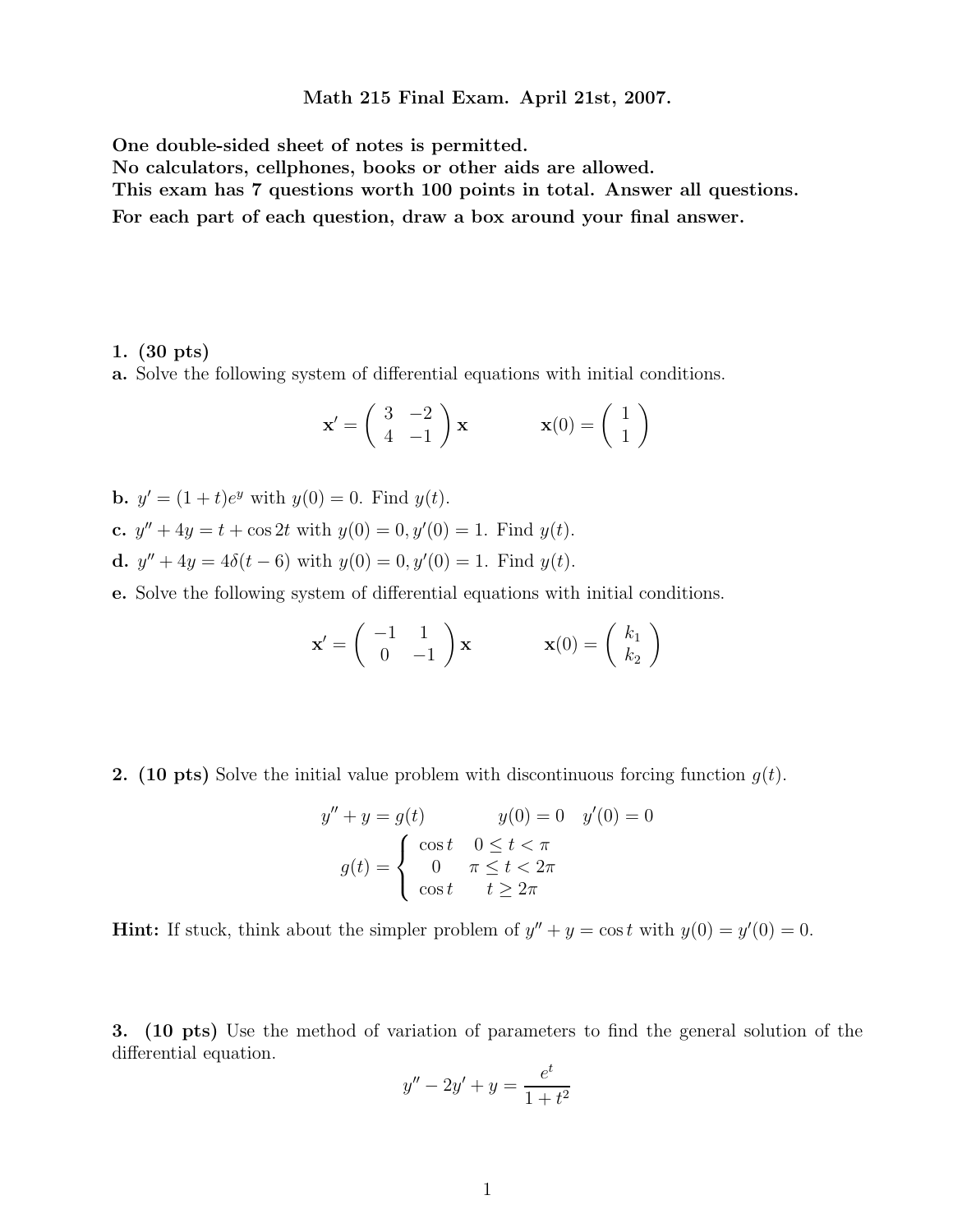**Math 215 Final Exam. April 21st, 2007.**

**One double-sided sheet of notes is permitted.**
**No calculators, cellphones, books or other aids are allowed.**
**This exam has 7 questions worth 100 points in total. Answer all questions.**
**For each part of each question, draw a box around your final answer.**

**1. (30 pts)**
**a.** Solve the following system of differential equations with initial conditions.

$$\mathbf{x}' = \begin{pmatrix} 3 & -2 \\ 4 & -1 \end{pmatrix} \mathbf{x} \qquad \mathbf{x}(0) = \begin{pmatrix} 1 \\ 1 \end{pmatrix}$$

**b.** $y' = (1+t)e^y$ with $y(0) = 0$. Find $y(t)$.

**c.** $y'' + 4y = t + \cos 2t$ with $y(0) = 0, y'(0) = 1$. Find $y(t)$.

**d.** $y'' + 4y = 4\delta(t-6)$ with $y(0) = 0, y'(0) = 1$. Find $y(t)$.

**e.** Solve the following system of differential equations with initial conditions.

$$\mathbf{x}' = \begin{pmatrix} -1 & 1 \\ 0 & -1 \end{pmatrix} \mathbf{x} \qquad \mathbf{x}(0) = \begin{pmatrix} k_1 \\ k_2 \end{pmatrix}$$

**2. (10 pts)** Solve the initial value problem with discontinuous forcing function $g(t)$.

$$y'' + y = g(t) \qquad y(0) = 0 \quad y'(0) = 0$$

$$g(t) = \begin{cases} \cos t & 0 \le t < \pi \\ 0 & \pi \le t < 2\pi \\ \cos t & t \ge 2\pi \end{cases}$$

**Hint:** If stuck, think about the simpler problem of $y'' + y = \cos t$ with $y(0) = y'(0) = 0$.

**3. (10 pts)** Use the method of variation of parameters to find the general solution of the differential equation.

$$y'' - 2y' + y = \frac{e^t}{1+t^2}$$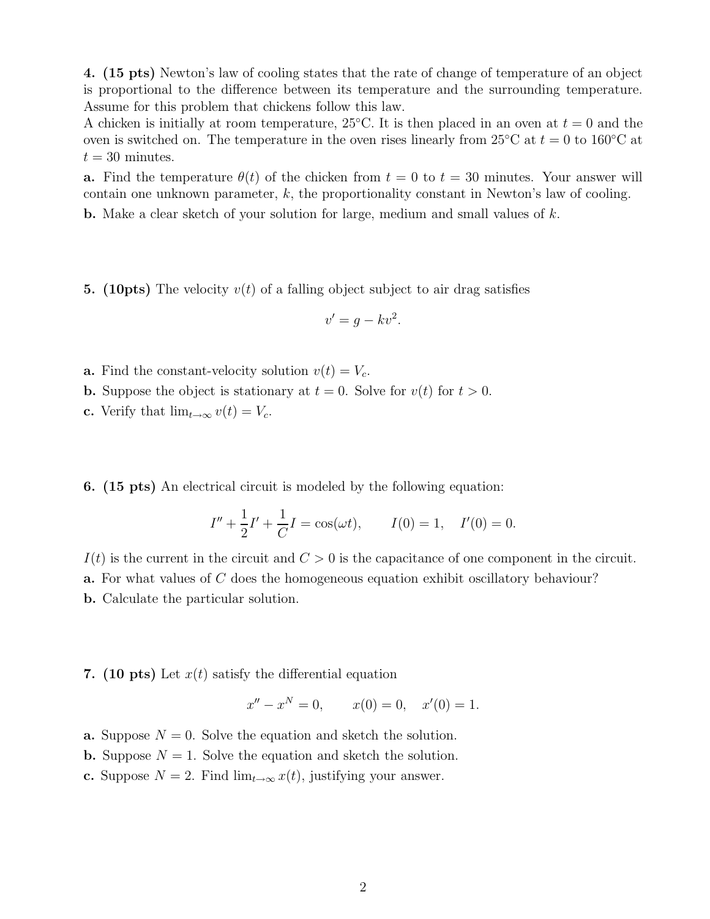**4. (15 pts)** Newton's law of cooling states that the rate of change of temperature of an object is proportional to the difference between its temperature and the surrounding temperature. Assume for this problem that chickens follow this law.
A chicken is initially at room temperature, 25°C. It is then placed in an oven at $t = 0$ and the oven is switched on. The temperature in the oven rises linearly from 25°C at $t = 0$ to 160°C at $t = 30$ minutes.

**a.** Find the temperature $\theta(t)$ of the chicken from $t = 0$ to $t = 30$ minutes. Your answer will contain one unknown parameter, $k$, the proportionality constant in Newton's law of cooling.

**b.** Make a clear sketch of your solution for large, medium and small values of $k$.

**5. (10pts)** The velocity $v(t)$ of a falling object subject to air drag satisfies

$$v' = g - kv^2.$$

**a.** Find the constant-velocity solution $v(t) = V_c$.

**b.** Suppose the object is stationary at $t = 0$. Solve for $v(t)$ for $t > 0$.

**c.** Verify that $\lim_{t\to\infty} v(t) = V_c$.

**6. (15 pts)** An electrical circuit is modeled by the following equation:

$$I'' + \frac{1}{2}I' + \frac{1}{C}I = \cos(\omega t), \qquad I(0) = 1, \quad I'(0) = 0.$$

$I(t)$ is the current in the circuit and $C > 0$ is the capacitance of one component in the circuit.

**a.** For what values of $C$ does the homogeneous equation exhibit oscillatory behaviour?

**b.** Calculate the particular solution.

**7. (10 pts)** Let $x(t)$ satisfy the differential equation

$$x'' - x^N = 0, \qquad x(0) = 0, \quad x'(0) = 1.$$

**a.** Suppose $N = 0$. Solve the equation and sketch the solution.

**b.** Suppose $N = 1$. Solve the equation and sketch the solution.

**c.** Suppose $N = 2$. Find $\lim_{t\to\infty} x(t)$, justifying your answer.